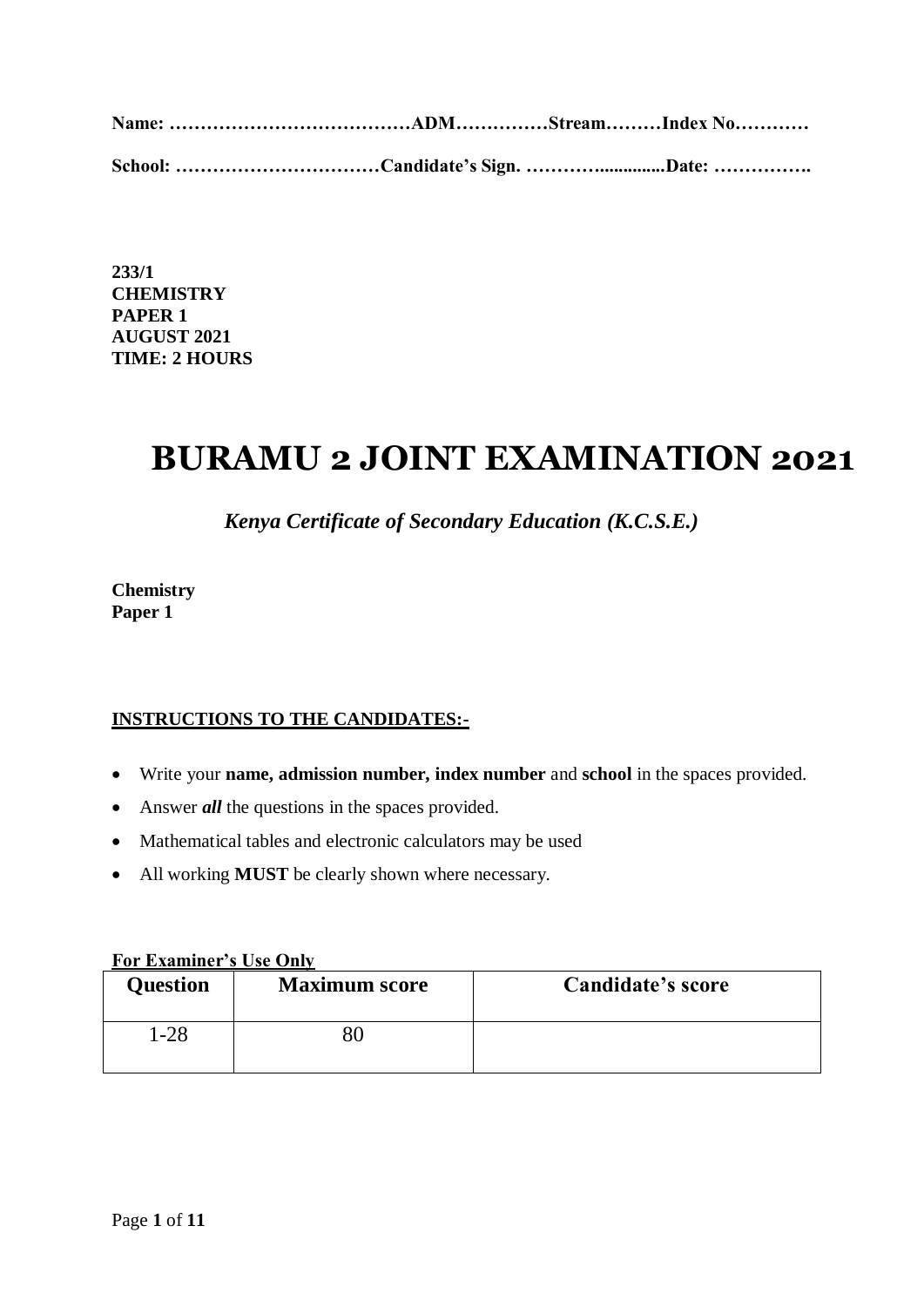**Name: ………………………………… ADM…………… Stream……… Index No…………**

**School: …………………………… Candidate's Sign. ………….............Date: …………….**

**233/1**
**CHEMISTRY**
**PAPER 1**
**AUGUST 2021**
**TIME: 2 HOURS**

# BURAMU 2 JOINT EXAMINATION 2021

***Kenya Certificate of Secondary Education (K.C.S.E.)***

**Chemistry**
**Paper 1**

**INSTRUCTIONS TO THE CANDIDATES:-**

- Write your **name, admission number, index number** and **school** in the spaces provided.
- Answer ***all*** the questions in the spaces provided.
- Mathematical tables and electronic calculators may be used
- All working **MUST** be clearly shown where necessary.

**For Examiner's Use Only**

| Question | Maximum score | Candidate's score |
|---|---|---|
| 1-28 | 80 | |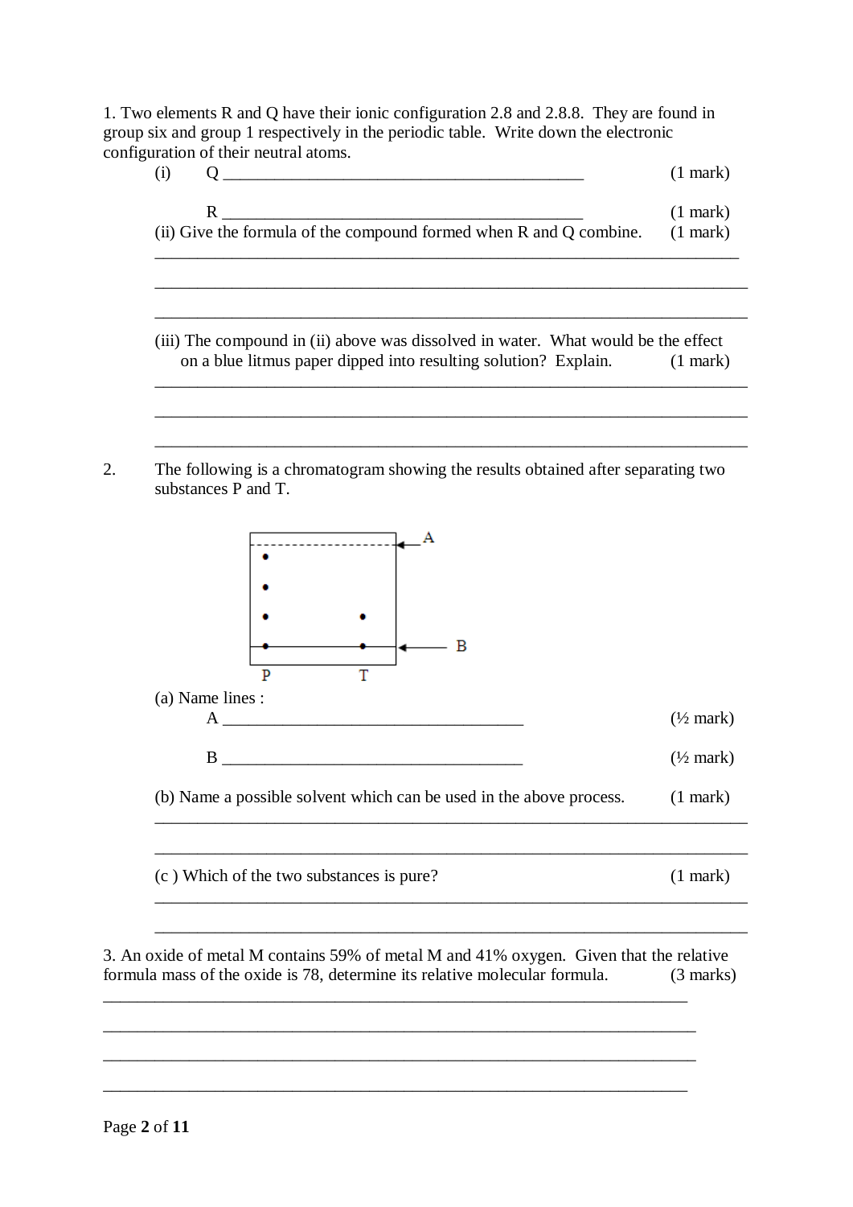1. Two elements R and Q have their ionic configuration 2.8 and 2.8.8. They are found in group six and group 1 respectively in the periodic table. Write down the electronic configuration of their neutral atoms.

(i) Q ___________________________________________ (1 mark)

R ___________________________________________ (1 mark)

(ii) Give the formula of the compound formed when R and Q combine. (1 mark)

_______________________________________________________________________

_______________________________________________________________________

_______________________________________________________________________

(iii) The compound in (ii) above was dissolved in water. What would be the effect on a blue litmus paper dipped into resulting solution? Explain. (1 mark)

_______________________________________________________________________

_______________________________________________________________________

_______________________________________________________________________

2. The following is a chromatogram showing the results obtained after separating two substances P and T.

(a) Name lines :

A ___________________________________ (½ mark)

B ___________________________________ (½ mark)

(b) Name a possible solvent which can be used in the above process. (1 mark)

_______________________________________________________________________

_______________________________________________________________________

(c ) Which of the two substances is pure? (1 mark)

_______________________________________________________________________

_______________________________________________________________________

3. An oxide of metal M contains 59% of metal M and 41% oxygen. Given that the relative formula mass of the oxide is 78, determine its relative molecular formula. (3 marks)

_______________________________________________________________________

_______________________________________________________________________

_______________________________________________________________________

_______________________________________________________________________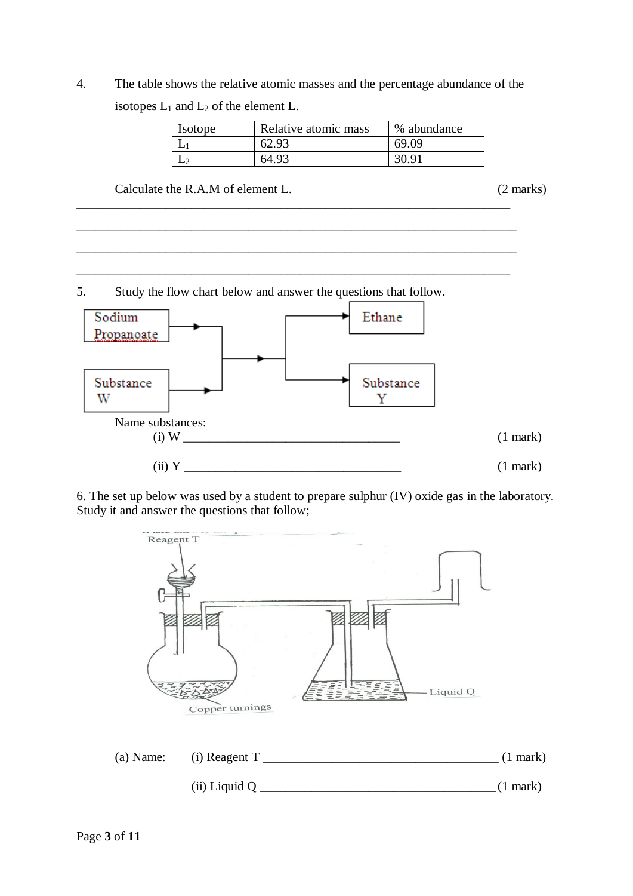4. The table shows the relative atomic masses and the percentage abundance of the isotopes $L_1$ and $L_2$ of the element L.

| Isotope | Relative atomic mass | % abundance |
|---|---|---|
| $L_1$ | 62.93 | 69.09 |
| $L_2$ | 64.93 | 30.91 |

Calculate the R.A.M of element L. (2 marks)

_______________________________________________________________________

_______________________________________________________________________

_______________________________________________________________________

_______________________________________________________________________

5. Study the flow chart below and answer the questions that follow.

Sodium Propanoate → ; Substance W → ; → Ethane ; → Substance Y

Name substances:

(i) W ___________________________________ (1 mark)

(ii) Y ___________________________________ (1 mark)

6. The set up below was used by a student to prepare sulphur (IV) oxide gas in the laboratory. Study it and answer the questions that follow;

Reagent T

Copper turnings

Liquid Q

(a) Name: (i) Reagent T _____________________________________ (1 mark)

(ii) Liquid Q _____________________________________ (1 mark)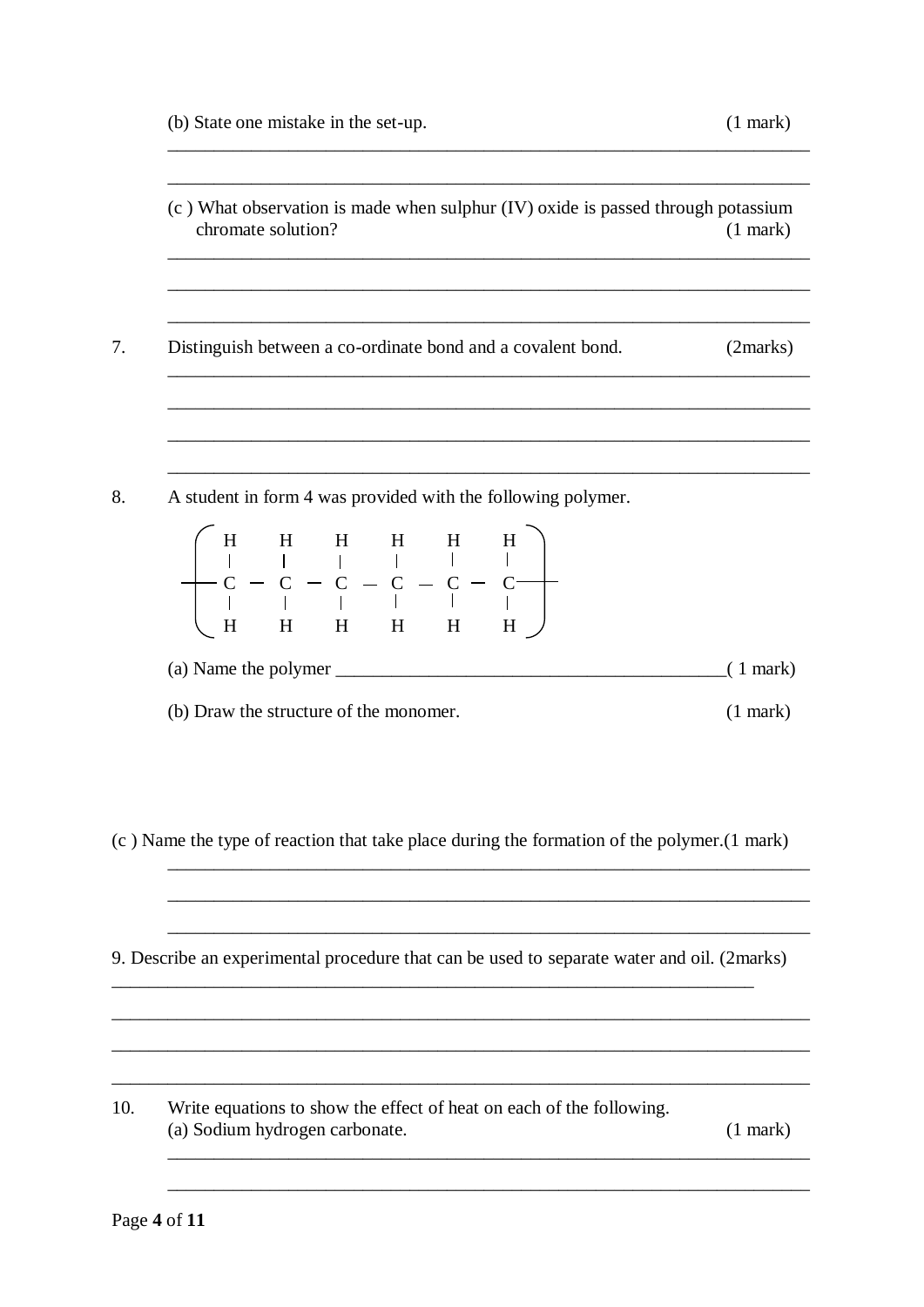(b) State one mistake in the set-up. (1 mark)

______________________________________________________________________

______________________________________________________________________

(c ) What observation is made when sulphur (IV) oxide is passed through potassium chromate solution? (1 mark)

______________________________________________________________________

______________________________________________________________________

______________________________________________________________________

7. Distinguish between a co-ordinate bond and a covalent bond. (2marks)

______________________________________________________________________

______________________________________________________________________

______________________________________________________________________

______________________________________________________________________

8. A student in form 4 was provided with the following polymer.

```
  ⎛ H   H   H   H   H   H ⎞
  ⎜ |   |   |   |   |   | ⎟
 —⎜ C — C — C — C — C — C ⎟—
  ⎜ |   |   |   |   |   | ⎟
  ⎝ H   H   H   H   H   H ⎠
```

(a) Name the polymer ____________________________________________( 1 mark)

(b) Draw the structure of the monomer. (1 mark)

(c ) Name the type of reaction that take place during the formation of the polymer.(1 mark)

______________________________________________________________________

______________________________________________________________________

______________________________________________________________________

9. Describe an experimental procedure that can be used to separate water and oil. (2marks)

______________________________________________________________________

______________________________________________________________________

______________________________________________________________________

______________________________________________________________________

10. Write equations to show the effect of heat on each of the following.
(a) Sodium hydrogen carbonate. (1 mark)

______________________________________________________________________

______________________________________________________________________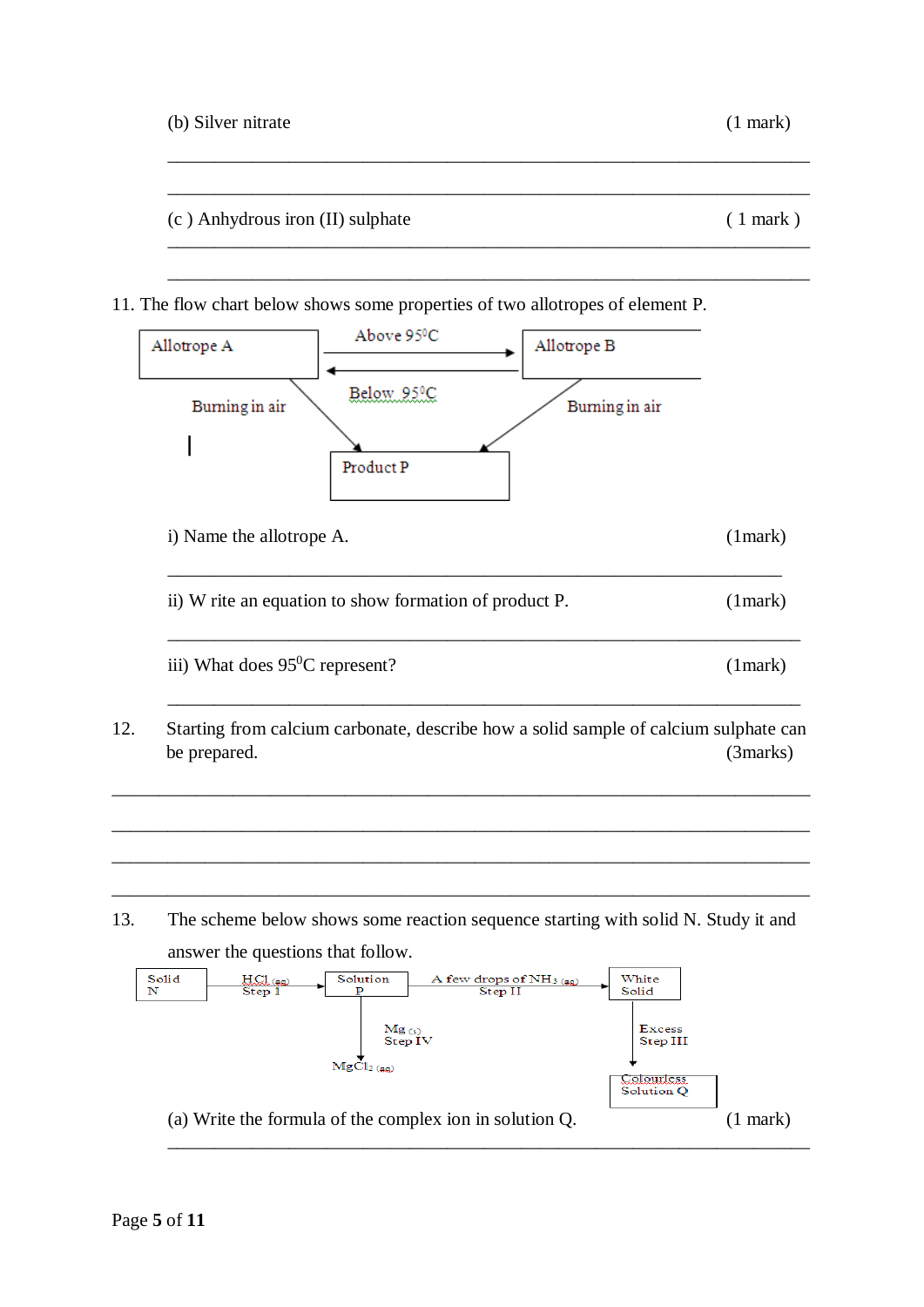(b) Silver nitrate (1 mark)

______________________________________________________________________

______________________________________________________________________

(c ) Anhydrous iron (II) sulphate ( 1 mark )

______________________________________________________________________

______________________________________________________________________

11. The flow chart below shows some properties of two allotropes of element P.

Allotrope A — Above $95^0C$ → Allotrope B

Allotrope B — Below $95^0C$ → Allotrope A

Allotrope A — Burning in air → Product P

Allotrope B — Burning in air → Product P

i) Name the allotrope A. (1mark)

______________________________________________________________________

ii) W rite an equation to show formation of product P. (1mark)

______________________________________________________________________

iii) What does $95^0C$ represent? (1mark)

______________________________________________________________________

12. Starting from calcium carbonate, describe how a solid sample of calcium sulphate can be prepared. (3marks)

______________________________________________________________________

______________________________________________________________________

______________________________________________________________________

______________________________________________________________________

13. The scheme below shows some reaction sequence starting with solid N. Study it and answer the questions that follow.

Solid N — $HCl_{(aq)}$ Step 1 → Solution P

Solution P — A few drops of $NH_{3\ (aq)}$ Step II → White Solid

White Solid — Excess Step III → Colourless Solution Q

Solution P — $Mg_{(s)}$ Step IV → $MgCl_{2\ (aq)}$

(a) Write the formula of the complex ion in solution Q. (1 mark)

______________________________________________________________________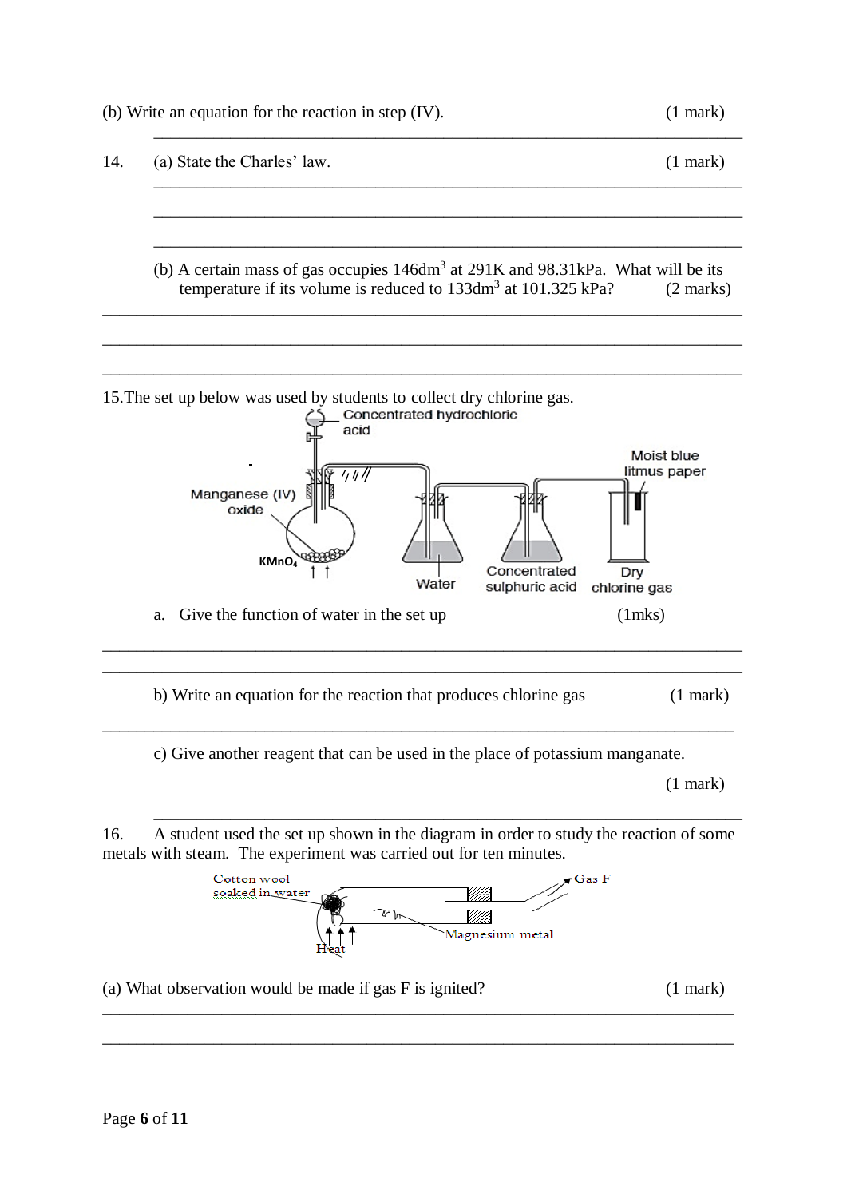(b) Write an equation for the reaction in step (IV). (1 mark)

_______________________________________________________________

14. (a) State the Charles' law. (1 mark)

_______________________________________________________________

_______________________________________________________________

_______________________________________________________________

(b) A certain mass of gas occupies $146dm^3$ at 291K and 98.31kPa. What will be its temperature if its volume is reduced to $133dm^3$ at 101.325 kPa? (2 marks)

_______________________________________________________________

_______________________________________________________________

_______________________________________________________________

15. The set up below was used by students to collect dry chlorine gas.

Concentrated hydrochloric acid

Manganese (IV) oxide

$KMnO_4$

Water

Concentrated sulphuric acid

Moist blue litmus paper

Dry chlorine gas

a. Give the function of water in the set up (1mks)

_______________________________________________________________

_______________________________________________________________

b) Write an equation for the reaction that produces chlorine gas (1 mark)

_______________________________________________________________

c) Give another reagent that can be used in the place of potassium manganate. (1 mark)

_______________________________________________________________

16. A student used the set up shown in the diagram in order to study the reaction of some metals with steam. The experiment was carried out for ten minutes.

Cotton wool soaked in water

Gas F

Magnesium metal

Heat

(a) What observation would be made if gas F is ignited? (1 mark)

_______________________________________________________________

_______________________________________________________________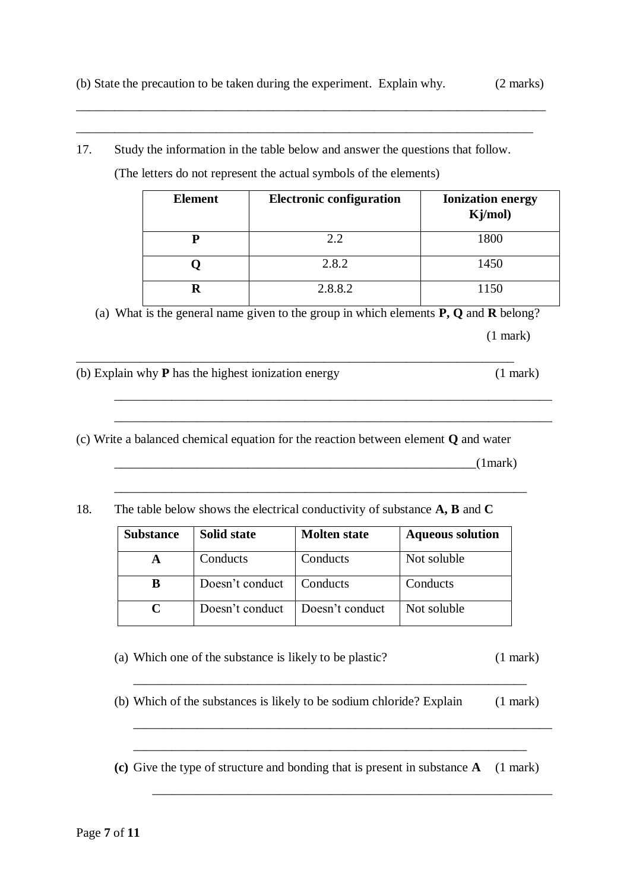(b) State the precaution to be taken during the experiment. Explain why. (2 marks)

\_\_\_\_\_\_\_\_\_\_\_\_\_\_\_\_\_\_\_\_\_\_\_\_\_\_\_\_\_\_\_\_\_\_\_\_\_\_\_\_\_\_\_\_\_\_\_\_\_\_\_\_\_\_\_\_\_\_\_\_\_\_\_\_\_\_\_\_\_\_\_\_

\_\_\_\_\_\_\_\_\_\_\_\_\_\_\_\_\_\_\_\_\_\_\_\_\_\_\_\_\_\_\_\_\_\_\_\_\_\_\_\_\_\_\_\_\_\_\_\_\_\_\_\_\_\_\_\_\_\_\_\_\_\_\_\_\_\_\_\_\_\_

17. Study the information in the table below and answer the questions that follow.

(The letters do not represent the actual symbols of the elements)

| Element | Electronic configuration | Ionization energy Kj/mol) |
|---|---|---|
| **P** | 2.2 | 1800 |
| **Q** | 2.8.2 | 1450 |
| **R** | 2.8.8.2 | 1150 |

(a) What is the general name given to the group in which elements **P, Q** and **R** belong? (1 mark)

\_\_\_\_\_\_\_\_\_\_\_\_\_\_\_\_\_\_\_\_\_\_\_\_\_\_\_\_\_\_\_\_\_\_\_\_\_\_\_\_\_\_\_\_\_\_\_\_\_\_\_\_\_\_\_\_\_\_\_\_\_\_\_\_\_\_\_\_

(b) Explain why **P** has the highest ionization energy (1 mark)

\_\_\_\_\_\_\_\_\_\_\_\_\_\_\_\_\_\_\_\_\_\_\_\_\_\_\_\_\_\_\_\_\_\_\_\_\_\_\_\_\_\_\_\_\_\_\_\_\_\_\_\_\_\_\_\_\_\_\_\_\_\_\_\_\_\_\_\_

\_\_\_\_\_\_\_\_\_\_\_\_\_\_\_\_\_\_\_\_\_\_\_\_\_\_\_\_\_\_\_\_\_\_\_\_\_\_\_\_\_\_\_\_\_\_\_\_\_\_\_\_\_\_\_\_\_\_\_\_\_\_\_\_\_\_\_\_

(c) Write a balanced chemical equation for the reaction between element **Q** and water

\_\_\_\_\_\_\_\_\_\_\_\_\_\_\_\_\_\_\_\_\_\_\_\_\_\_\_\_\_\_\_\_\_\_\_\_\_\_\_\_\_\_\_\_\_\_\_\_\_\_\_\_\_\_\_\_\_\_(1mark)

\_\_\_\_\_\_\_\_\_\_\_\_\_\_\_\_\_\_\_\_\_\_\_\_\_\_\_\_\_\_\_\_\_\_\_\_\_\_\_\_\_\_\_\_\_\_\_\_\_\_\_\_\_\_\_\_\_\_\_\_\_\_\_

18. The table below shows the electrical conductivity of substance **A, B** and **C**

| Substance | Solid state | Molten state | Aqueous solution |
|---|---|---|---|
| **A** | Conducts | Conducts | Not soluble |
| **B** | Doesn't conduct | Conducts | Conducts |
| **C** | Doesn't conduct | Doesn't conduct | Not soluble |

(a) Which one of the substance is likely to be plastic? (1 mark)

\_\_\_\_\_\_\_\_\_\_\_\_\_\_\_\_\_\_\_\_\_\_\_\_\_\_\_\_\_\_\_\_\_\_\_\_\_\_\_\_\_\_\_\_\_\_\_\_\_\_\_\_\_\_\_\_\_\_\_\_\_\_\_

(b) Which of the substances is likely to be sodium chloride? Explain (1 mark)

\_\_\_\_\_\_\_\_\_\_\_\_\_\_\_\_\_\_\_\_\_\_\_\_\_\_\_\_\_\_\_\_\_\_\_\_\_\_\_\_\_\_\_\_\_\_\_\_\_\_\_\_\_\_\_\_\_\_\_\_\_\_\_\_\_

\_\_\_\_\_\_\_\_\_\_\_\_\_\_\_\_\_\_\_\_\_\_\_\_\_\_\_\_\_\_\_\_\_\_\_\_\_\_\_\_\_\_\_\_\_\_\_\_\_\_\_\_\_\_\_\_\_\_\_\_\_\_\_

**(c)** Give the type of structure and bonding that is present in substance **A** (1 mark)

\_\_\_\_\_\_\_\_\_\_\_\_\_\_\_\_\_\_\_\_\_\_\_\_\_\_\_\_\_\_\_\_\_\_\_\_\_\_\_\_\_\_\_\_\_\_\_\_\_\_\_\_\_\_\_\_\_\_\_\_\_\_\_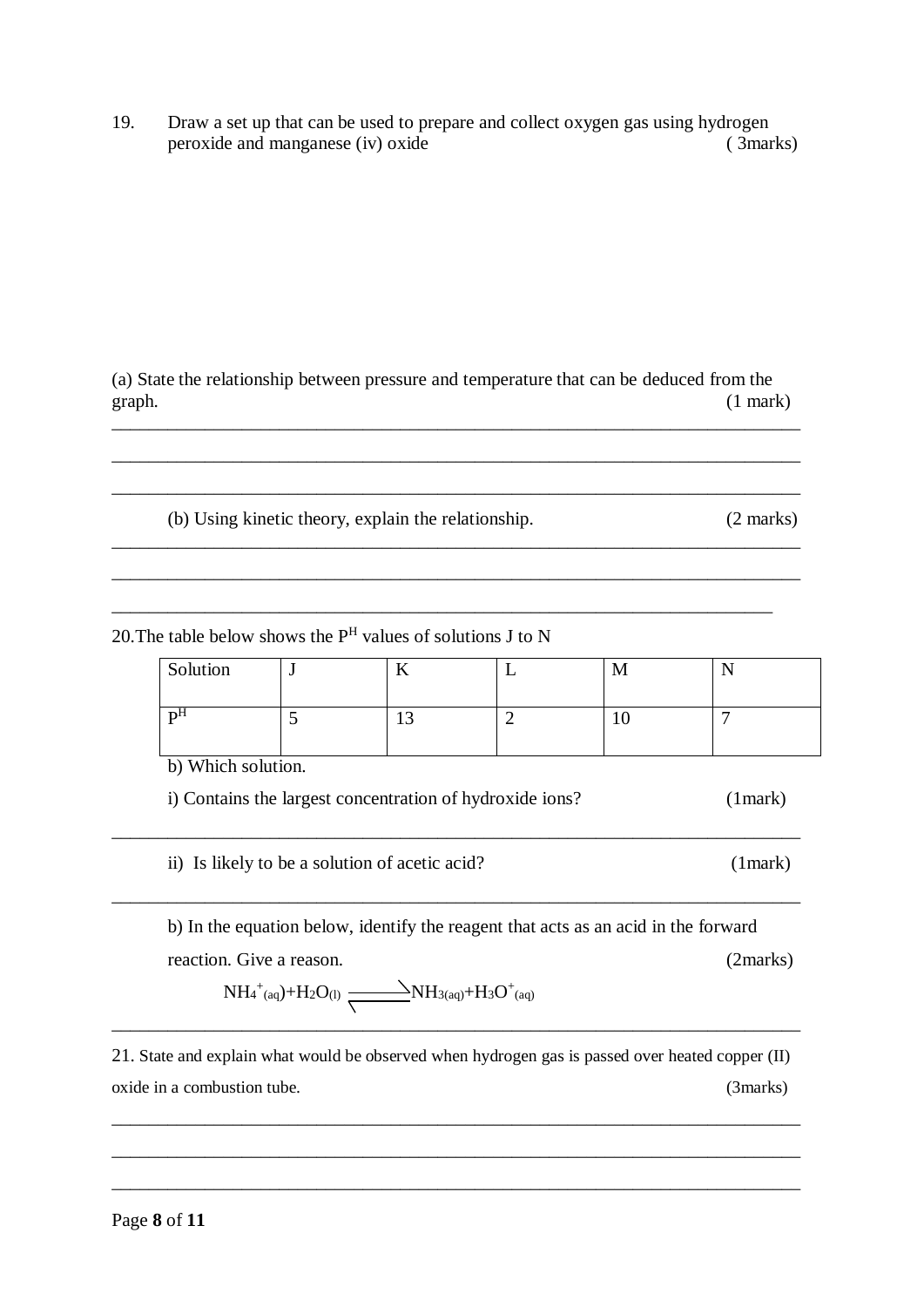19. Draw a set up that can be used to prepare and collect oxygen gas using hydrogen peroxide and manganese (iv) oxide ( 3marks)

(a) State the relationship between pressure and temperature that can be deduced from the graph. (1 mark)

______________________________________________________________________________

______________________________________________________________________________

______________________________________________________________________________

(b) Using kinetic theory, explain the relationship. (2 marks)

______________________________________________________________________________

______________________________________________________________________________

______________________________________________________________________________

20.The table below shows the $P^H$ values of solutions J to N

| Solution | J | K | L | M | N |
|---|---|---|---|---|---|
| $P^H$ | 5 | 13 | 2 | 10 | 7 |

b) Which solution.

i) Contains the largest concentration of hydroxide ions? (1mark)

______________________________________________________________________________

ii) Is likely to be a solution of acetic acid? (1mark)

______________________________________________________________________________

b) In the equation below, identify the reagent that acts as an acid in the forward reaction. Give a reason. (2marks)

$$NH_4^+{}_{(aq)} + H_2O_{(l)} \rightleftharpoons NH_{3(aq)} + H_3O^+{}_{(aq)}$$

______________________________________________________________________________

21. State and explain what would be observed when hydrogen gas is passed over heated copper (II) oxide in a combustion tube. (3marks)

______________________________________________________________________________

______________________________________________________________________________

______________________________________________________________________________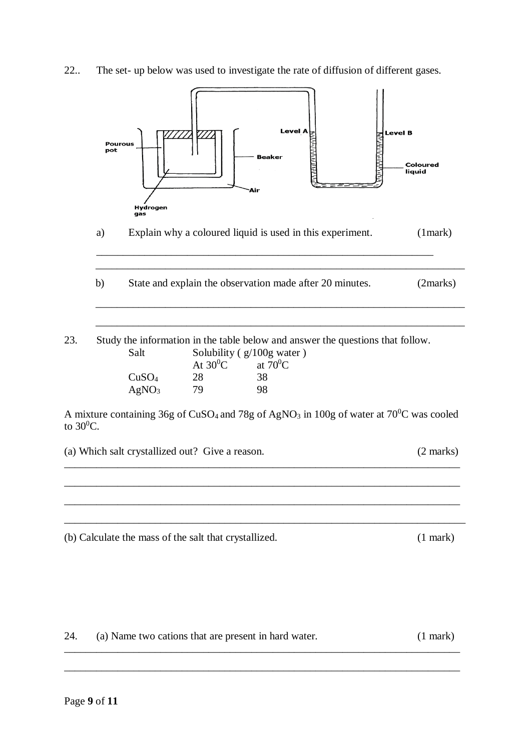22.. The set- up below was used to investigate the rate of diffusion of different gases.

a) Explain why a coloured liquid is used in this experiment. (1mark)

_______________________________________________________________

_______________________________________________________________

b) State and explain the observation made after 20 minutes. (2marks)

_______________________________________________________________

_______________________________________________________________

23. Study the information in the table below and answer the questions that follow.

| Salt | Solubility ( g/100g water ) | |
|---|---|---|
| | At $30^0$C | at $70^0$C |
| $CuSO_4$ | 28 | 38 |
| $AgNO_3$ | 79 | 98 |

A mixture containing 36g of $CuSO_4$ and 78g of $AgNO_3$ in 100g of water at $70^0$C was cooled to $30^0$C.

(a) Which salt crystallized out? Give a reason. (2 marks)

_______________________________________________________________

_______________________________________________________________

_______________________________________________________________

_______________________________________________________________

(b) Calculate the mass of the salt that crystallized. (1 mark)

24. (a) Name two cations that are present in hard water. (1 mark)

_______________________________________________________________

_______________________________________________________________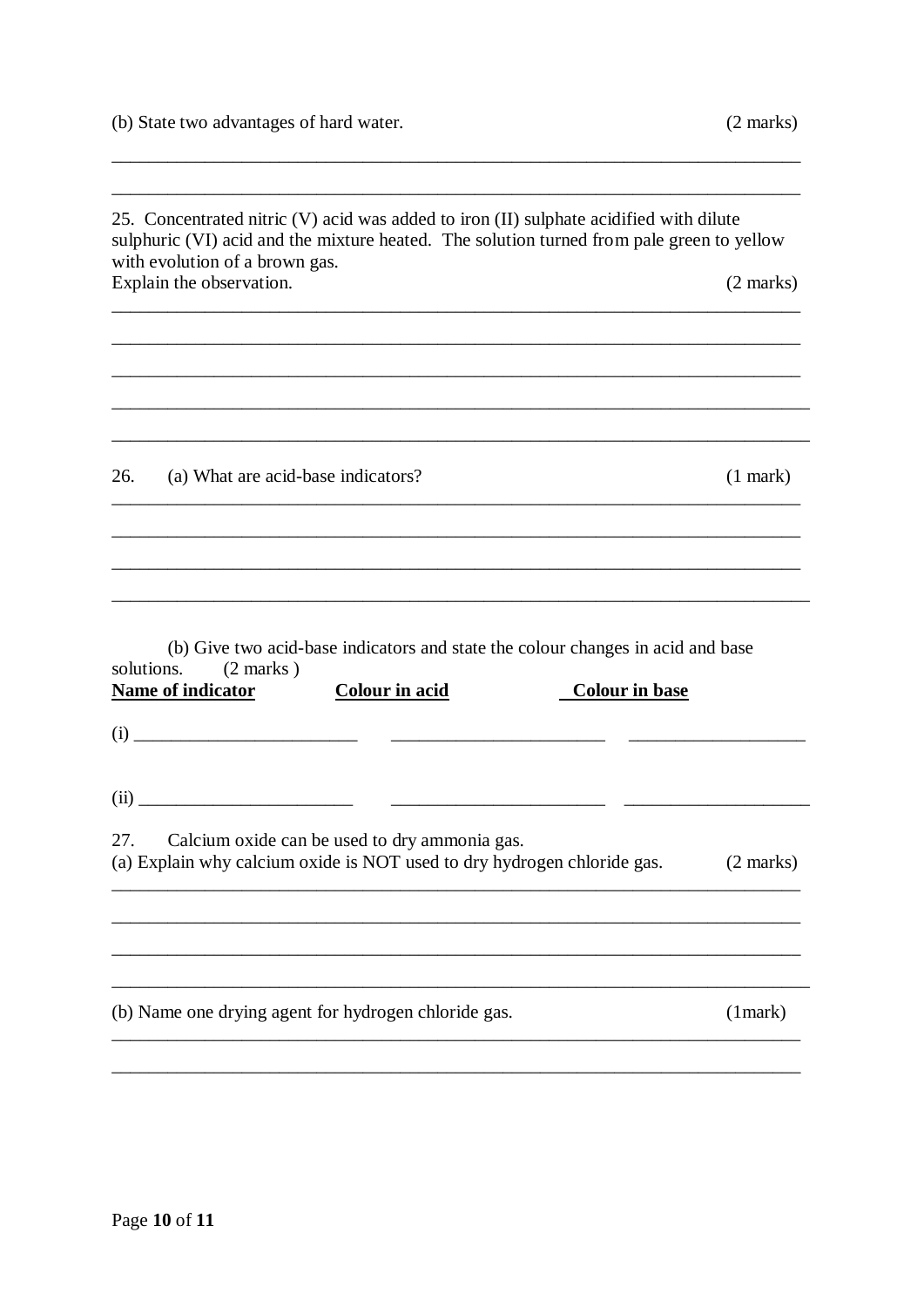(b) State two advantages of hard water. (2 marks)

_______________________________________________________________________________

_______________________________________________________________________________

25. Concentrated nitric (V) acid was added to iron (II) sulphate acidified with dilute sulphuric (VI) acid and the mixture heated. The solution turned from pale green to yellow with evolution of a brown gas.
Explain the observation. (2 marks)

_______________________________________________________________________________

_______________________________________________________________________________

_______________________________________________________________________________

_______________________________________________________________________________

_______________________________________________________________________________

26. (a) What are acid-base indicators? (1 mark)

_______________________________________________________________________________

_______________________________________________________________________________

_______________________________________________________________________________

_______________________________________________________________________________

(b) Give two acid-base indicators and state the colour changes in acid and base solutions. (2 marks )

| **Name of indicator** | **Colour in acid** | **Colour in base** |
|---|---|---|
| (i) ______________________ | ______________________ | __________________ |
| (ii) ______________________ | ______________________ | __________________ |

27. Calcium oxide can be used to dry ammonia gas.
(a) Explain why calcium oxide is NOT used to dry hydrogen chloride gas. (2 marks)

_______________________________________________________________________________

_______________________________________________________________________________

_______________________________________________________________________________

_______________________________________________________________________________

(b) Name one drying agent for hydrogen chloride gas. (1mark)

_______________________________________________________________________________

_______________________________________________________________________________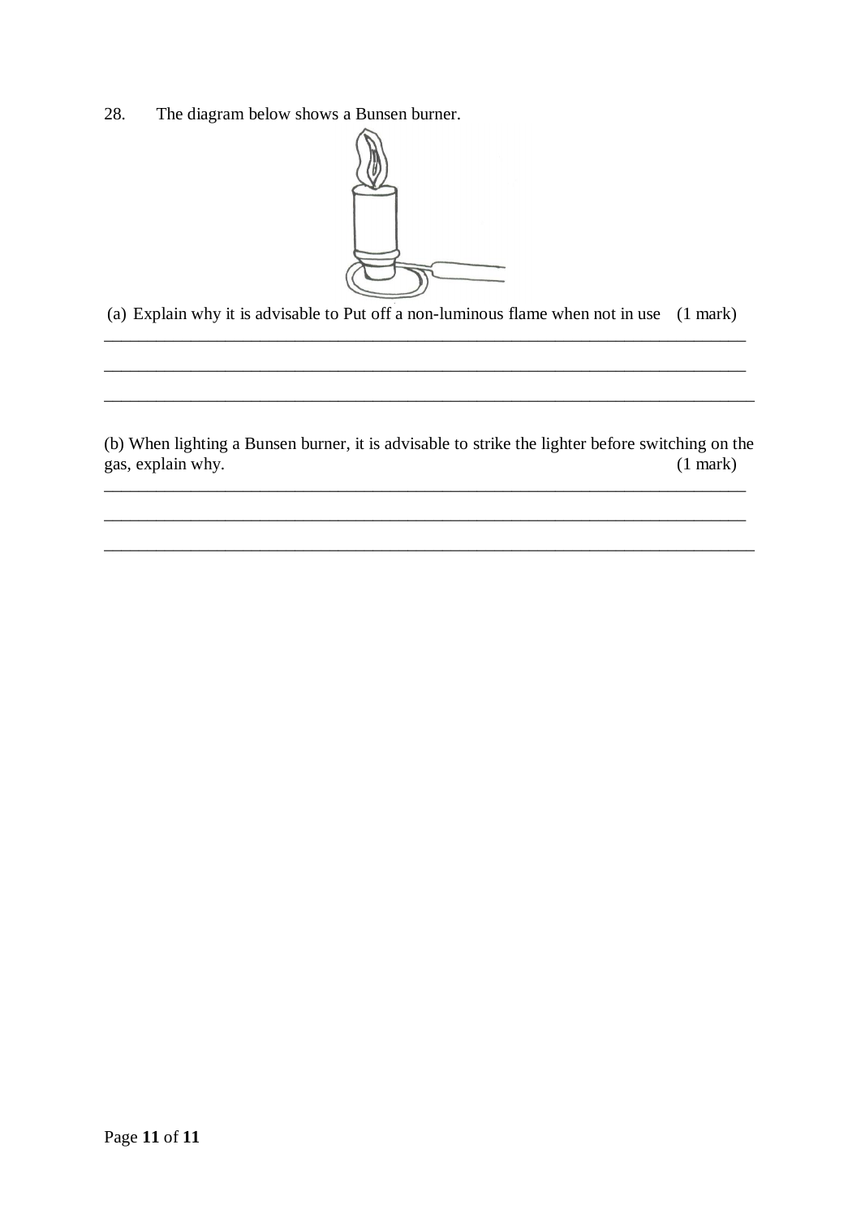28. The diagram below shows a Bunsen burner.

(a) Explain why it is advisable to Put off a non-luminous flame when not in use (1 mark)

___________________________________________________________________________

___________________________________________________________________________

___________________________________________________________________________

(b) When lighting a Bunsen burner, it is advisable to strike the lighter before switching on the gas, explain why. (1 mark)

___________________________________________________________________________

___________________________________________________________________________

___________________________________________________________________________